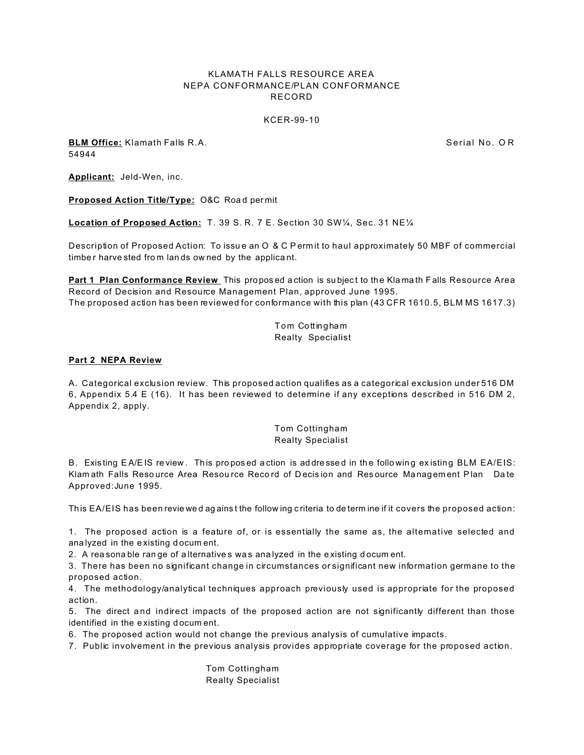KLAMATH FALLS RESOURCE AREA
NEPA CONFORMANCE/PLAN CONFORMANCE
RECORD

KCER-99-10

**BLM Office:** Klamath Falls R.A. Serial No. OR 54944

**Applicant:** Jeld-Wen, inc.

**Proposed Action Title/Type:** O&C Road permit

**Location of Proposed Action:** T. 39 S. R. 7 E. Section 30 SW¼, Sec. 31 NE¼

Description of Proposed Action: To issue an O & C Permit to haul approximately 50 MBF of commercial timber harvested from lands owned by the applicant.

**Part 1 Plan Conformance Review** This proposed action is subject to the Klamath Falls Resource Area Record of Decision and Resource Management Plan, approved June 1995.
The proposed action has been reviewed for conformance with this plan (43 CFR 1610.5, BLM MS 1617.3)

Tom Cottingham
Realty Specialist

**Part 2 NEPA Review**

A. Categorical exclusion review. This proposed action qualifies as a categorical exclusion under 516 DM 6, Appendix 5.4 E (16). It has been reviewed to determine if any exceptions described in 516 DM 2, Appendix 2, apply.

Tom Cottingham
Realty Specialist

B. Existing EA/EIS review. This proposed action is addressed in the following existing BLM EA/EIS: Klamath Falls Resource Area Resource Record of Decision and Resource Management Plan Date Approved:June 1995.

This EA/EIS has been reviewed against the following criteria to determine if it covers the proposed action:

1. The proposed action is a feature of, or is essentially the same as, the alternative selected and analyzed in the existing document.
2. A reasonable range of alternatives was analyzed in the existing document.
3. There has been no significant change in circumstances or significant new information germane to the proposed action.
4. The methodology/analytical techniques approach previously used is appropriate for the proposed action.
5. The direct and indirect impacts of the proposed action are not significantly different than those identified in the existing document.
6. The proposed action would not change the previous analysis of cumulative impacts.
7. Public involvement in the previous analysis provides appropriate coverage for the proposed action.

Tom Cottingham
Realty Specialist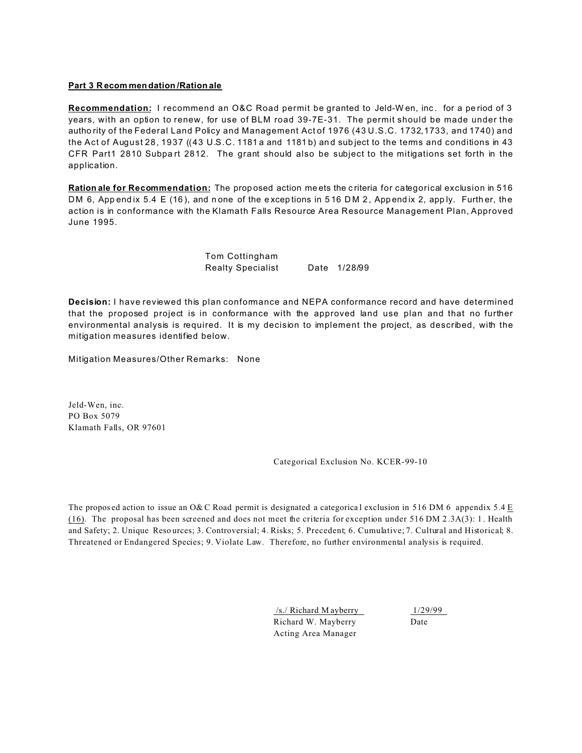**Part 3 Recommendation/Rationale**

**Recommendation:** I recommend an O&C Road permit be granted to Jeld-Wen, inc. for a period of 3 years, with an option to renew, for use of BLM road 39-7E-31. The permit should be made under the authority of the Federal Land Policy and Management Act of 1976 (43 U.S.C. 1732,1733, and 1740) and the Act of August 28, 1937 ((43 U.S.C. 1181a and 1181b) and subject to the terms and conditions in 43 CFR Part1 2810 Subpart 2812. The grant should also be subject to the mitigations set forth in the application.

**Rationale for Recommendation:** The proposed action meets the criteria for categorical exclusion in 516 DM 6, Appendix 5.4 E (16), and none of the exceptions in 516 DM 2, Appendix 2, apply. Further, the action is in conformance with the Klamath Falls Resource Area Resource Management Plan, Approved June 1995.

Tom Cottingham
Realty Specialist Date 1/28/99

**Decision:** I have reviewed this plan conformance and NEPA conformance record and have determined that the proposed project is in conformance with the approved land use plan and that no further environmental analysis is required. It is my decision to implement the project, as described, with the mitigation measures identified below.

Mitigation Measures/Other Remarks: None

Jeld-Wen, inc.
PO Box 5079
Klamath Falls, OR 97601

Categorical Exclusion No. KCER-99-10

The proposed action to issue an O&C Road permit is designated a categorical exclusion in 516 DM 6 appendix 5.4 E (16). The proposal has been screened and does not meet the criteria for exception under 516 DM 2.3A(3): 1. Health and Safety; 2. Unique Resources; 3. Controversial; 4. Risks; 5. Precedent; 6. Cumulative; 7. Cultural and Historical; 8. Threatened or Endangered Species; 9. Violate Law. Therefore, no further environmental analysis is required.

/s./ Richard Mayberry 1/29/99
Richard W. Mayberry Date
Acting Area Manager